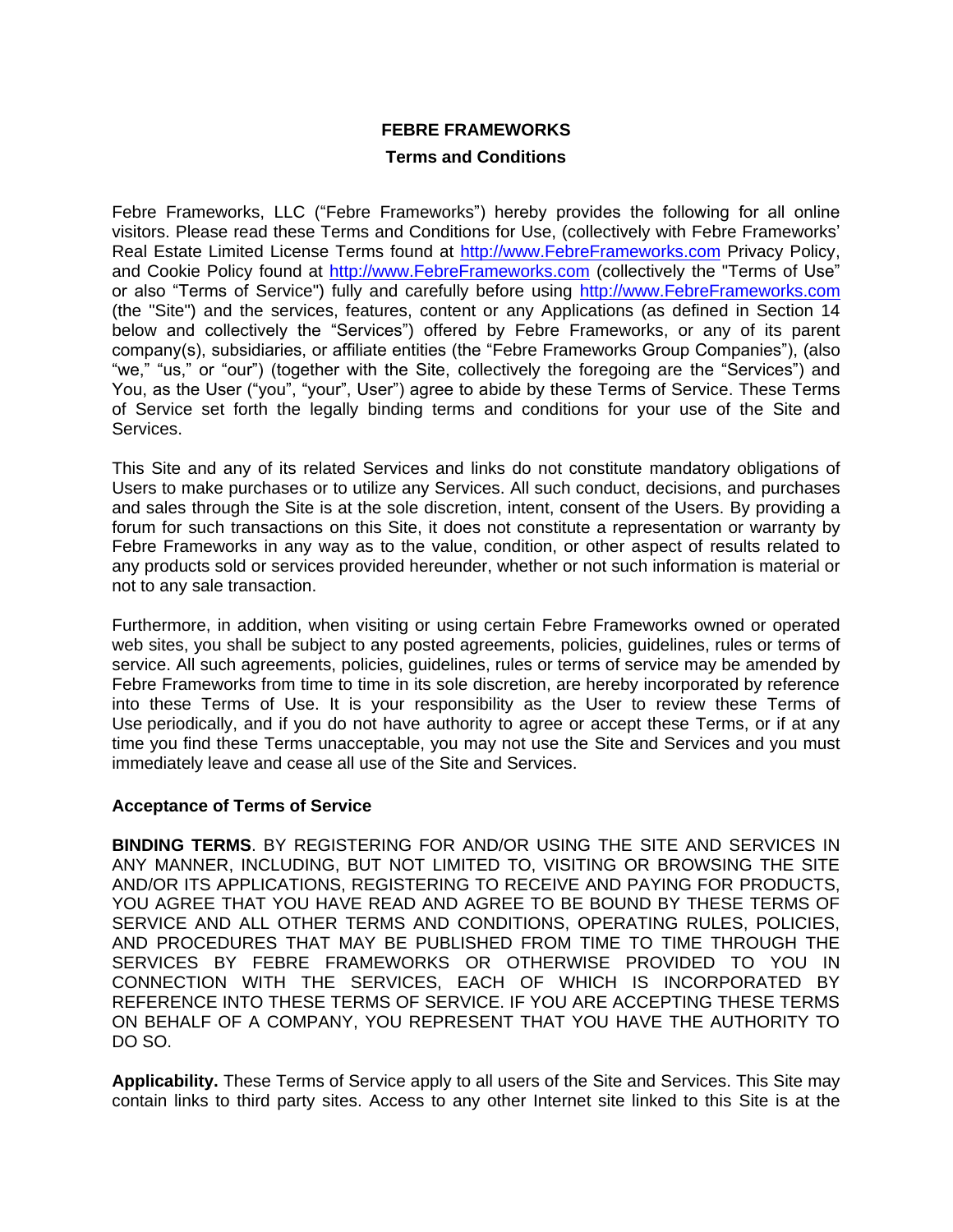# FEBRE FRAMEWORKS

## Terms and Conditions

Febre Frameworks, LLC ("Febre Frameworks") hereby provides the following for all online visitors. Please read these Terms and Conditions for Use, (collectively with Febre Frameworks' Real Estate Limited License Terms found at [http://www.FebreFrameworks.com](http://www.FebreFrameworks.com) Privacy Policy, and Cookie Policy found at [http://www.FebreFrameworks.com](http://www.FebreFrameworks.com) (collectively the "Terms of Use" or also "Terms of Service") fully and carefully before using [http://www.FebreFrameworks.com](http://www.FebreFrameworks.com) (the "Site") and the services, features, content or any Applications (as defined in Section 14 below and collectively the "Services") offered by Febre Frameworks, or any of its parent company(s), subsidiaries, or affiliate entities (the "Febre Frameworks Group Companies"), (also "we," "us," or "our") (together with the Site, collectively the foregoing are the "Services") and You, as the User ("you", "your", User") agree to abide by these Terms of Service. These Terms of Service set forth the legally binding terms and conditions for your use of the Site and Services.

This Site and any of its related Services and links do not constitute mandatory obligations of Users to make purchases or to utilize any Services. All such conduct, decisions, and purchases and sales through the Site is at the sole discretion, intent, consent of the Users. By providing a forum for such transactions on this Site, it does not constitute a representation or warranty by Febre Frameworks in any way as to the value, condition, or other aspect of results related to any products sold or services provided hereunder, whether or not such information is material or not to any sale transaction.

Furthermore, in addition, when visiting or using certain Febre Frameworks owned or operated web sites, you shall be subject to any posted agreements, policies, guidelines, rules or terms of service. All such agreements, policies, guidelines, rules or terms of service may be amended by Febre Frameworks from time to time in its sole discretion, are hereby incorporated by reference into these Terms of Use. It is your responsibility as the User to review these Terms of Use periodically, and if you do not have authority to agree or accept these Terms, or if at any time you find these Terms unacceptable, you may not use the Site and Services and you must immediately leave and cease all use of the Site and Services.

**Acceptance of Terms of Service**

**BINDING TERMS**. BY REGISTERING FOR AND/OR USING THE SITE AND SERVICES IN ANY MANNER, INCLUDING, BUT NOT LIMITED TO, VISITING OR BROWSING THE SITE AND/OR ITS APPLICATIONS, REGISTERING TO RECEIVE AND PAYING FOR PRODUCTS, YOU AGREE THAT YOU HAVE READ AND AGREE TO BE BOUND BY THESE TERMS OF SERVICE AND ALL OTHER TERMS AND CONDITIONS, OPERATING RULES, POLICIES, AND PROCEDURES THAT MAY BE PUBLISHED FROM TIME TO TIME THROUGH THE SERVICES BY FEBRE FRAMEWORKS OR OTHERWISE PROVIDED TO YOU IN CONNECTION WITH THE SERVICES, EACH OF WHICH IS INCORPORATED BY REFERENCE INTO THESE TERMS OF SERVICE. IF YOU ARE ACCEPTING THESE TERMS ON BEHALF OF A COMPANY, YOU REPRESENT THAT YOU HAVE THE AUTHORITY TO DO SO.

**Applicability.** These Terms of Service apply to all users of the Site and Services. This Site may contain links to third party sites. Access to any other Internet site linked to this Site is at the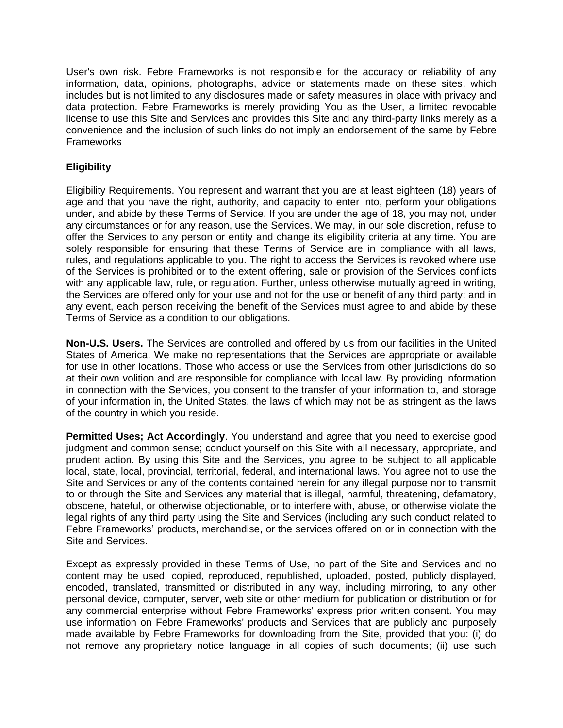User's own risk. Febre Frameworks is not responsible for the accuracy or reliability of any information, data, opinions, photographs, advice or statements made on these sites, which includes but is not limited to any disclosures made or safety measures in place with privacy and data protection. Febre Frameworks is merely providing You as the User, a limited revocable license to use this Site and Services and provides this Site and any third-party links merely as a convenience and the inclusion of such links do not imply an endorsement of the same by Febre Frameworks

**Eligibility**

Eligibility Requirements. You represent and warrant that you are at least eighteen (18) years of age and that you have the right, authority, and capacity to enter into, perform your obligations under, and abide by these Terms of Service. If you are under the age of 18, you may not, under any circumstances or for any reason, use the Services. We may, in our sole discretion, refuse to offer the Services to any person or entity and change its eligibility criteria at any time. You are solely responsible for ensuring that these Terms of Service are in compliance with all laws, rules, and regulations applicable to you. The right to access the Services is revoked where use of the Services is prohibited or to the extent offering, sale or provision of the Services conflicts with any applicable law, rule, or regulation. Further, unless otherwise mutually agreed in writing, the Services are offered only for your use and not for the use or benefit of any third party; and in any event, each person receiving the benefit of the Services must agree to and abide by these Terms of Service as a condition to our obligations.

**Non-U.S. Users.** The Services are controlled and offered by us from our facilities in the United States of America. We make no representations that the Services are appropriate or available for use in other locations. Those who access or use the Services from other jurisdictions do so at their own volition and are responsible for compliance with local law. By providing information in connection with the Services, you consent to the transfer of your information to, and storage of your information in, the United States, the laws of which may not be as stringent as the laws of the country in which you reside.

**Permitted Uses; Act Accordingly**. You understand and agree that you need to exercise good judgment and common sense; conduct yourself on this Site with all necessary, appropriate, and prudent action. By using this Site and the Services, you agree to be subject to all applicable local, state, local, provincial, territorial, federal, and international laws. You agree not to use the Site and Services or any of the contents contained herein for any illegal purpose nor to transmit to or through the Site and Services any material that is illegal, harmful, threatening, defamatory, obscene, hateful, or otherwise objectionable, or to interfere with, abuse, or otherwise violate the legal rights of any third party using the Site and Services (including any such conduct related to Febre Frameworks' products, merchandise, or the services offered on or in connection with the Site and Services.

Except as expressly provided in these Terms of Use, no part of the Site and Services and no content may be used, copied, reproduced, republished, uploaded, posted, publicly displayed, encoded, translated, transmitted or distributed in any way, including mirroring, to any other personal device, computer, server, web site or other medium for publication or distribution or for any commercial enterprise without Febre Frameworks' express prior written consent. You may use information on Febre Frameworks' products and Services that are publicly and purposely made available by Febre Frameworks for downloading from the Site, provided that you: (i) do not remove any proprietary notice language in all copies of such documents; (ii) use such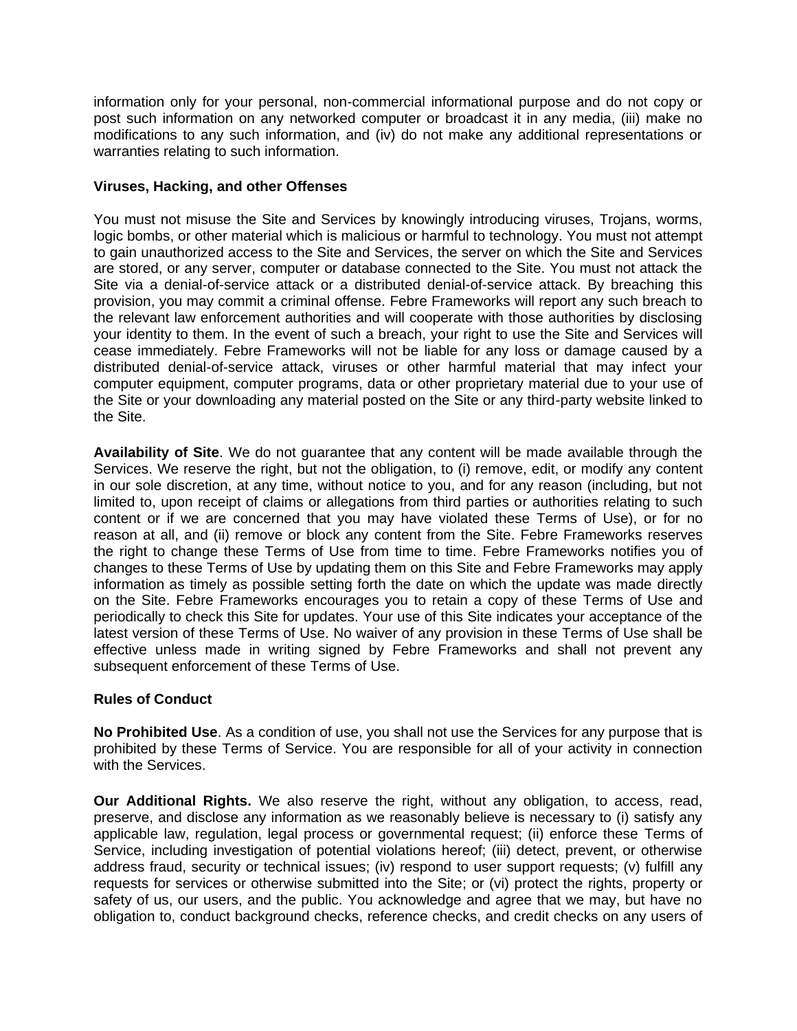information only for your personal, non-commercial informational purpose and do not copy or post such information on any networked computer or broadcast it in any media, (iii) make no modifications to any such information, and (iv) do not make any additional representations or warranties relating to such information.

**Viruses, Hacking, and other Offenses**

You must not misuse the Site and Services by knowingly introducing viruses, Trojans, worms, logic bombs, or other material which is malicious or harmful to technology. You must not attempt to gain unauthorized access to the Site and Services, the server on which the Site and Services are stored, or any server, computer or database connected to the Site. You must not attack the Site via a denial-of-service attack or a distributed denial-of-service attack. By breaching this provision, you may commit a criminal offense. Febre Frameworks will report any such breach to the relevant law enforcement authorities and will cooperate with those authorities by disclosing your identity to them. In the event of such a breach, your right to use the Site and Services will cease immediately. Febre Frameworks will not be liable for any loss or damage caused by a distributed denial-of-service attack, viruses or other harmful material that may infect your computer equipment, computer programs, data or other proprietary material due to your use of the Site or your downloading any material posted on the Site or any third-party website linked to the Site.

**Availability of Site**. We do not guarantee that any content will be made available through the Services. We reserve the right, but not the obligation, to (i) remove, edit, or modify any content in our sole discretion, at any time, without notice to you, and for any reason (including, but not limited to, upon receipt of claims or allegations from third parties or authorities relating to such content or if we are concerned that you may have violated these Terms of Use), or for no reason at all, and (ii) remove or block any content from the Site. Febre Frameworks reserves the right to change these Terms of Use from time to time. Febre Frameworks notifies you of changes to these Terms of Use by updating them on this Site and Febre Frameworks may apply information as timely as possible setting forth the date on which the update was made directly on the Site. Febre Frameworks encourages you to retain a copy of these Terms of Use and periodically to check this Site for updates. Your use of this Site indicates your acceptance of the latest version of these Terms of Use. No waiver of any provision in these Terms of Use shall be effective unless made in writing signed by Febre Frameworks and shall not prevent any subsequent enforcement of these Terms of Use.

**Rules of Conduct**

**No Prohibited Use**. As a condition of use, you shall not use the Services for any purpose that is prohibited by these Terms of Service. You are responsible for all of your activity in connection with the Services.

**Our Additional Rights.** We also reserve the right, without any obligation, to access, read, preserve, and disclose any information as we reasonably believe is necessary to (i) satisfy any applicable law, regulation, legal process or governmental request; (ii) enforce these Terms of Service, including investigation of potential violations hereof; (iii) detect, prevent, or otherwise address fraud, security or technical issues; (iv) respond to user support requests; (v) fulfill any requests for services or otherwise submitted into the Site; or (vi) protect the rights, property or safety of us, our users, and the public. You acknowledge and agree that we may, but have no obligation to, conduct background checks, reference checks, and credit checks on any users of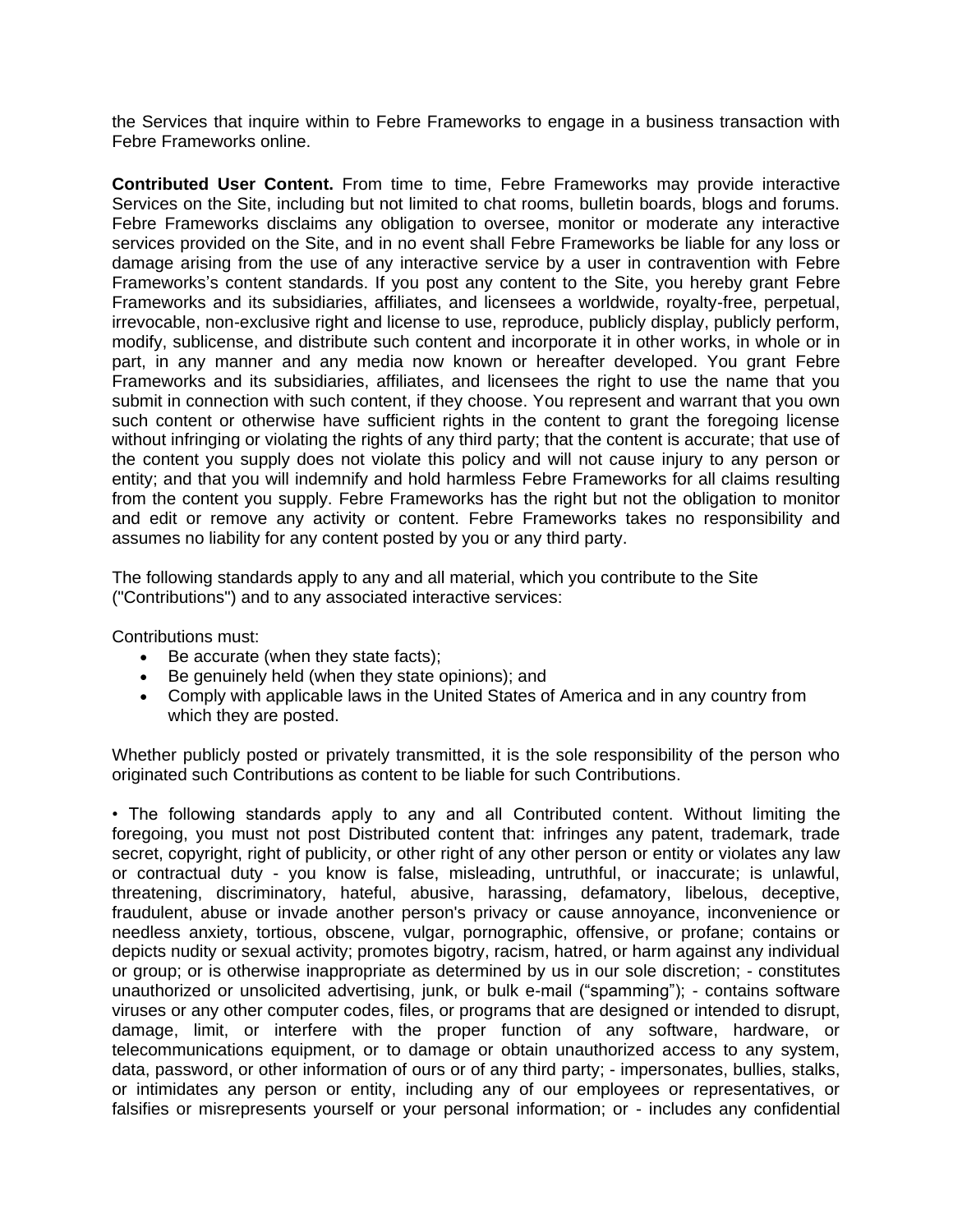the Services that inquire within to Febre Frameworks to engage in a business transaction with Febre Frameworks online.

**Contributed User Content.** From time to time, Febre Frameworks may provide interactive Services on the Site, including but not limited to chat rooms, bulletin boards, blogs and forums. Febre Frameworks disclaims any obligation to oversee, monitor or moderate any interactive services provided on the Site, and in no event shall Febre Frameworks be liable for any loss or damage arising from the use of any interactive service by a user in contravention with Febre Frameworks's content standards. If you post any content to the Site, you hereby grant Febre Frameworks and its subsidiaries, affiliates, and licensees a worldwide, royalty-free, perpetual, irrevocable, non-exclusive right and license to use, reproduce, publicly display, publicly perform, modify, sublicense, and distribute such content and incorporate it in other works, in whole or in part, in any manner and any media now known or hereafter developed. You grant Febre Frameworks and its subsidiaries, affiliates, and licensees the right to use the name that you submit in connection with such content, if they choose. You represent and warrant that you own such content or otherwise have sufficient rights in the content to grant the foregoing license without infringing or violating the rights of any third party; that the content is accurate; that use of the content you supply does not violate this policy and will not cause injury to any person or entity; and that you will indemnify and hold harmless Febre Frameworks for all claims resulting from the content you supply. Febre Frameworks has the right but not the obligation to monitor and edit or remove any activity or content. Febre Frameworks takes no responsibility and assumes no liability for any content posted by you or any third party.

The following standards apply to any and all material, which you contribute to the Site ("Contributions") and to any associated interactive services:

Contributions must:

- Be accurate (when they state facts);
- Be genuinely held (when they state opinions); and
- Comply with applicable laws in the United States of America and in any country from which they are posted.

Whether publicly posted or privately transmitted, it is the sole responsibility of the person who originated such Contributions as content to be liable for such Contributions.

• The following standards apply to any and all Contributed content. Without limiting the foregoing, you must not post Distributed content that: infringes any patent, trademark, trade secret, copyright, right of publicity, or other right of any other person or entity or violates any law or contractual duty - you know is false, misleading, untruthful, or inaccurate; is unlawful, threatening, discriminatory, hateful, abusive, harassing, defamatory, libelous, deceptive, fraudulent, abuse or invade another person's privacy or cause annoyance, inconvenience or needless anxiety, tortious, obscene, vulgar, pornographic, offensive, or profane; contains or depicts nudity or sexual activity; promotes bigotry, racism, hatred, or harm against any individual or group; or is otherwise inappropriate as determined by us in our sole discretion; - constitutes unauthorized or unsolicited advertising, junk, or bulk e-mail ("spamming"); - contains software viruses or any other computer codes, files, or programs that are designed or intended to disrupt, damage, limit, or interfere with the proper function of any software, hardware, or telecommunications equipment, or to damage or obtain unauthorized access to any system, data, password, or other information of ours or of any third party; - impersonates, bullies, stalks, or intimidates any person or entity, including any of our employees or representatives, or falsifies or misrepresents yourself or your personal information; or - includes any confidential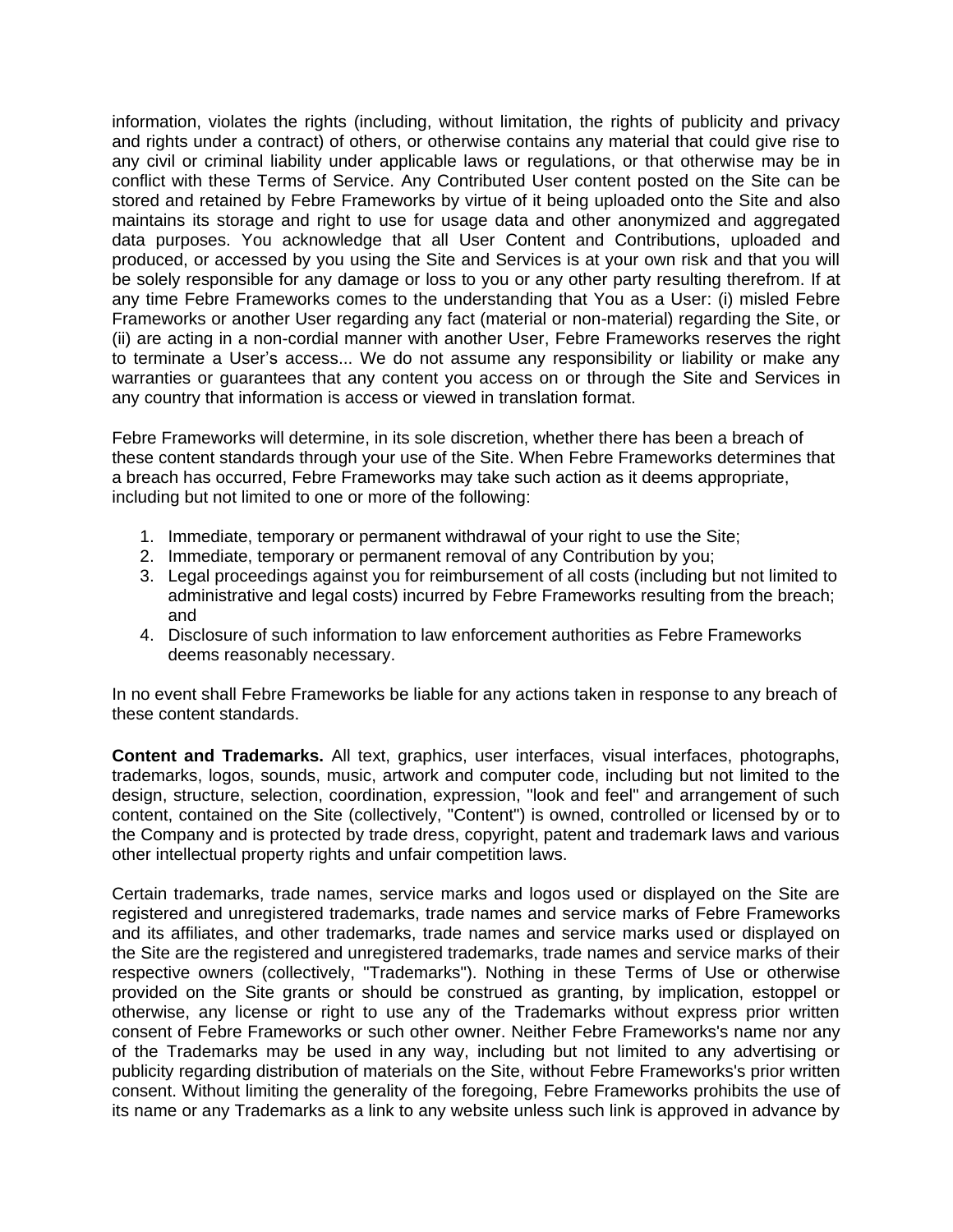information, violates the rights (including, without limitation, the rights of publicity and privacy and rights under a contract) of others, or otherwise contains any material that could give rise to any civil or criminal liability under applicable laws or regulations, or that otherwise may be in conflict with these Terms of Service. Any Contributed User content posted on the Site can be stored and retained by Febre Frameworks by virtue of it being uploaded onto the Site and also maintains its storage and right to use for usage data and other anonymized and aggregated data purposes. You acknowledge that all User Content and Contributions, uploaded and produced, or accessed by you using the Site and Services is at your own risk and that you will be solely responsible for any damage or loss to you or any other party resulting therefrom. If at any time Febre Frameworks comes to the understanding that You as a User: (i) misled Febre Frameworks or another User regarding any fact (material or non-material) regarding the Site, or (ii) are acting in a non-cordial manner with another User, Febre Frameworks reserves the right to terminate a User's access... We do not assume any responsibility or liability or make any warranties or guarantees that any content you access on or through the Site and Services in any country that information is access or viewed in translation format.

Febre Frameworks will determine, in its sole discretion, whether there has been a breach of these content standards through your use of the Site. When Febre Frameworks determines that a breach has occurred, Febre Frameworks may take such action as it deems appropriate, including but not limited to one or more of the following:

1. Immediate, temporary or permanent withdrawal of your right to use the Site;
2. Immediate, temporary or permanent removal of any Contribution by you;
3. Legal proceedings against you for reimbursement of all costs (including but not limited to administrative and legal costs) incurred by Febre Frameworks resulting from the breach; and
4. Disclosure of such information to law enforcement authorities as Febre Frameworks deems reasonably necessary.

In no event shall Febre Frameworks be liable for any actions taken in response to any breach of these content standards.

**Content and Trademarks.** All text, graphics, user interfaces, visual interfaces, photographs, trademarks, logos, sounds, music, artwork and computer code, including but not limited to the design, structure, selection, coordination, expression, "look and feel" and arrangement of such content, contained on the Site (collectively, "Content") is owned, controlled or licensed by or to the Company and is protected by trade dress, copyright, patent and trademark laws and various other intellectual property rights and unfair competition laws.

Certain trademarks, trade names, service marks and logos used or displayed on the Site are registered and unregistered trademarks, trade names and service marks of Febre Frameworks and its affiliates, and other trademarks, trade names and service marks used or displayed on the Site are the registered and unregistered trademarks, trade names and service marks of their respective owners (collectively, "Trademarks"). Nothing in these Terms of Use or otherwise provided on the Site grants or should be construed as granting, by implication, estoppel or otherwise, any license or right to use any of the Trademarks without express prior written consent of Febre Frameworks or such other owner. Neither Febre Frameworks's name nor any of the Trademarks may be used in any way, including but not limited to any advertising or publicity regarding distribution of materials on the Site, without Febre Frameworks's prior written consent. Without limiting the generality of the foregoing, Febre Frameworks prohibits the use of its name or any Trademarks as a link to any website unless such link is approved in advance by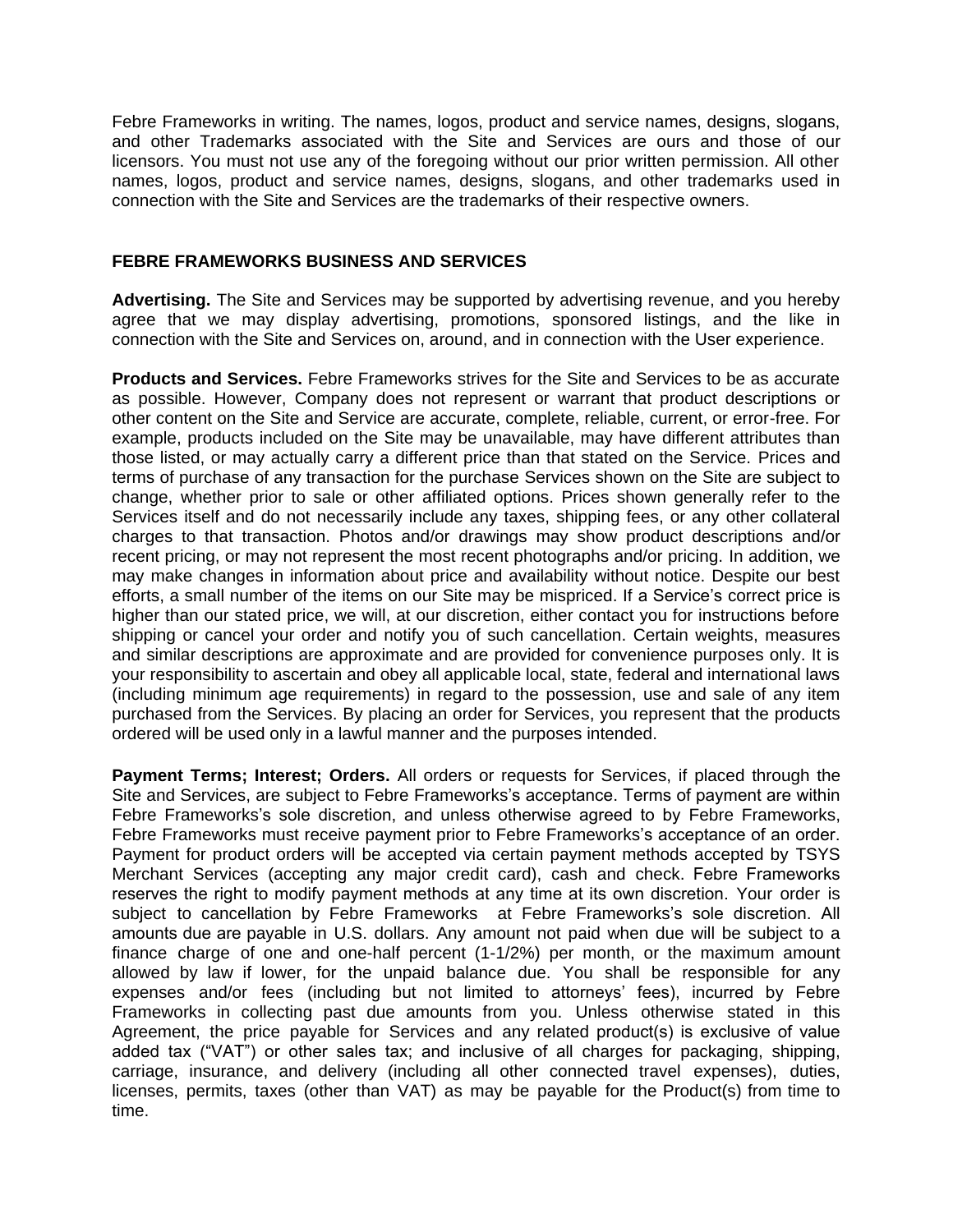Febre Frameworks in writing. The names, logos, product and service names, designs, slogans, and other Trademarks associated with the Site and Services are ours and those of our licensors. You must not use any of the foregoing without our prior written permission. All other names, logos, product and service names, designs, slogans, and other trademarks used in connection with the Site and Services are the trademarks of their respective owners.

## FEBRE FRAMEWORKS BUSINESS AND SERVICES

**Advertising.** The Site and Services may be supported by advertising revenue, and you hereby agree that we may display advertising, promotions, sponsored listings, and the like in connection with the Site and Services on, around, and in connection with the User experience.

**Products and Services.** Febre Frameworks strives for the Site and Services to be as accurate as possible. However, Company does not represent or warrant that product descriptions or other content on the Site and Service are accurate, complete, reliable, current, or error-free. For example, products included on the Site may be unavailable, may have different attributes than those listed, or may actually carry a different price than that stated on the Service. Prices and terms of purchase of any transaction for the purchase Services shown on the Site are subject to change, whether prior to sale or other affiliated options. Prices shown generally refer to the Services itself and do not necessarily include any taxes, shipping fees, or any other collateral charges to that transaction. Photos and/or drawings may show product descriptions and/or recent pricing, or may not represent the most recent photographs and/or pricing. In addition, we may make changes in information about price and availability without notice. Despite our best efforts, a small number of the items on our Site may be mispriced. If a Service's correct price is higher than our stated price, we will, at our discretion, either contact you for instructions before shipping or cancel your order and notify you of such cancellation. Certain weights, measures and similar descriptions are approximate and are provided for convenience purposes only. It is your responsibility to ascertain and obey all applicable local, state, federal and international laws (including minimum age requirements) in regard to the possession, use and sale of any item purchased from the Services. By placing an order for Services, you represent that the products ordered will be used only in a lawful manner and the purposes intended.

**Payment Terms; Interest; Orders.** All orders or requests for Services, if placed through the Site and Services, are subject to Febre Frameworks's acceptance. Terms of payment are within Febre Frameworks's sole discretion, and unless otherwise agreed to by Febre Frameworks, Febre Frameworks must receive payment prior to Febre Frameworks's acceptance of an order. Payment for product orders will be accepted via certain payment methods accepted by TSYS Merchant Services (accepting any major credit card), cash and check. Febre Frameworks reserves the right to modify payment methods at any time at its own discretion. Your order is subject to cancellation by Febre Frameworks at Febre Frameworks's sole discretion. All amounts due are payable in U.S. dollars. Any amount not paid when due will be subject to a finance charge of one and one-half percent (1-1/2%) per month, or the maximum amount allowed by law if lower, for the unpaid balance due. You shall be responsible for any expenses and/or fees (including but not limited to attorneys' fees), incurred by Febre Frameworks in collecting past due amounts from you. Unless otherwise stated in this Agreement, the price payable for Services and any related product(s) is exclusive of value added tax ("VAT") or other sales tax; and inclusive of all charges for packaging, shipping, carriage, insurance, and delivery (including all other connected travel expenses), duties, licenses, permits, taxes (other than VAT) as may be payable for the Product(s) from time to time.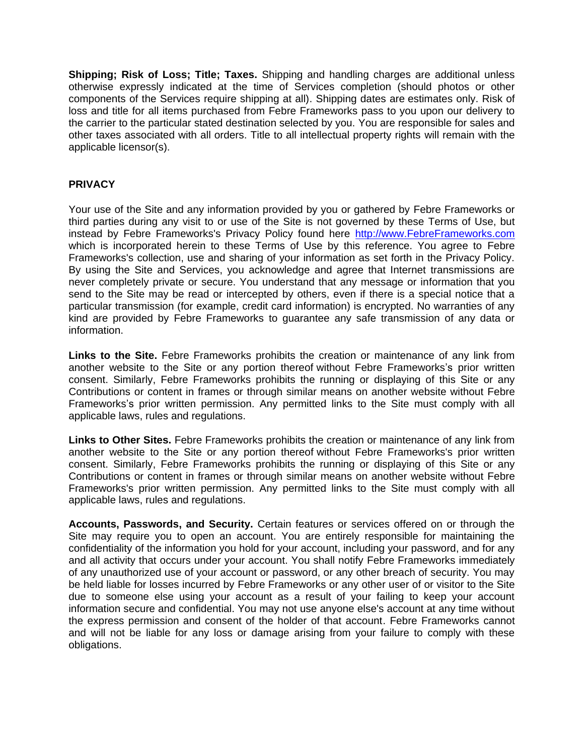**Shipping; Risk of Loss; Title; Taxes.** Shipping and handling charges are additional unless otherwise expressly indicated at the time of Services completion (should photos or other components of the Services require shipping at all). Shipping dates are estimates only. Risk of loss and title for all items purchased from Febre Frameworks pass to you upon our delivery to the carrier to the particular stated destination selected by you. You are responsible for sales and other taxes associated with all orders. Title to all intellectual property rights will remain with the applicable licensor(s).

## PRIVACY

Your use of the Site and any information provided by you or gathered by Febre Frameworks or third parties during any visit to or use of the Site is not governed by these Terms of Use, but instead by Febre Frameworks's Privacy Policy found here [http://www.FebreFrameworks.com](http://www.FebreFrameworks.com) which is incorporated herein to these Terms of Use by this reference. You agree to Febre Frameworks's collection, use and sharing of your information as set forth in the Privacy Policy. By using the Site and Services, you acknowledge and agree that Internet transmissions are never completely private or secure. You understand that any message or information that you send to the Site may be read or intercepted by others, even if there is a special notice that a particular transmission (for example, credit card information) is encrypted. No warranties of any kind are provided by Febre Frameworks to guarantee any safe transmission of any data or information.

**Links to the Site.** Febre Frameworks prohibits the creation or maintenance of any link from another website to the Site or any portion thereof without Febre Frameworks's prior written consent. Similarly, Febre Frameworks prohibits the running or displaying of this Site or any Contributions or content in frames or through similar means on another website without Febre Frameworks's prior written permission. Any permitted links to the Site must comply with all applicable laws, rules and regulations.

**Links to Other Sites.** Febre Frameworks prohibits the creation or maintenance of any link from another website to the Site or any portion thereof without Febre Frameworks's prior written consent. Similarly, Febre Frameworks prohibits the running or displaying of this Site or any Contributions or content in frames or through similar means on another website without Febre Frameworks's prior written permission. Any permitted links to the Site must comply with all applicable laws, rules and regulations.

**Accounts, Passwords, and Security.** Certain features or services offered on or through the Site may require you to open an account. You are entirely responsible for maintaining the confidentiality of the information you hold for your account, including your password, and for any and all activity that occurs under your account. You shall notify Febre Frameworks immediately of any unauthorized use of your account or password, or any other breach of security. You may be held liable for losses incurred by Febre Frameworks or any other user of or visitor to the Site due to someone else using your account as a result of your failing to keep your account information secure and confidential. You may not use anyone else's account at any time without the express permission and consent of the holder of that account. Febre Frameworks cannot and will not be liable for any loss or damage arising from your failure to comply with these obligations.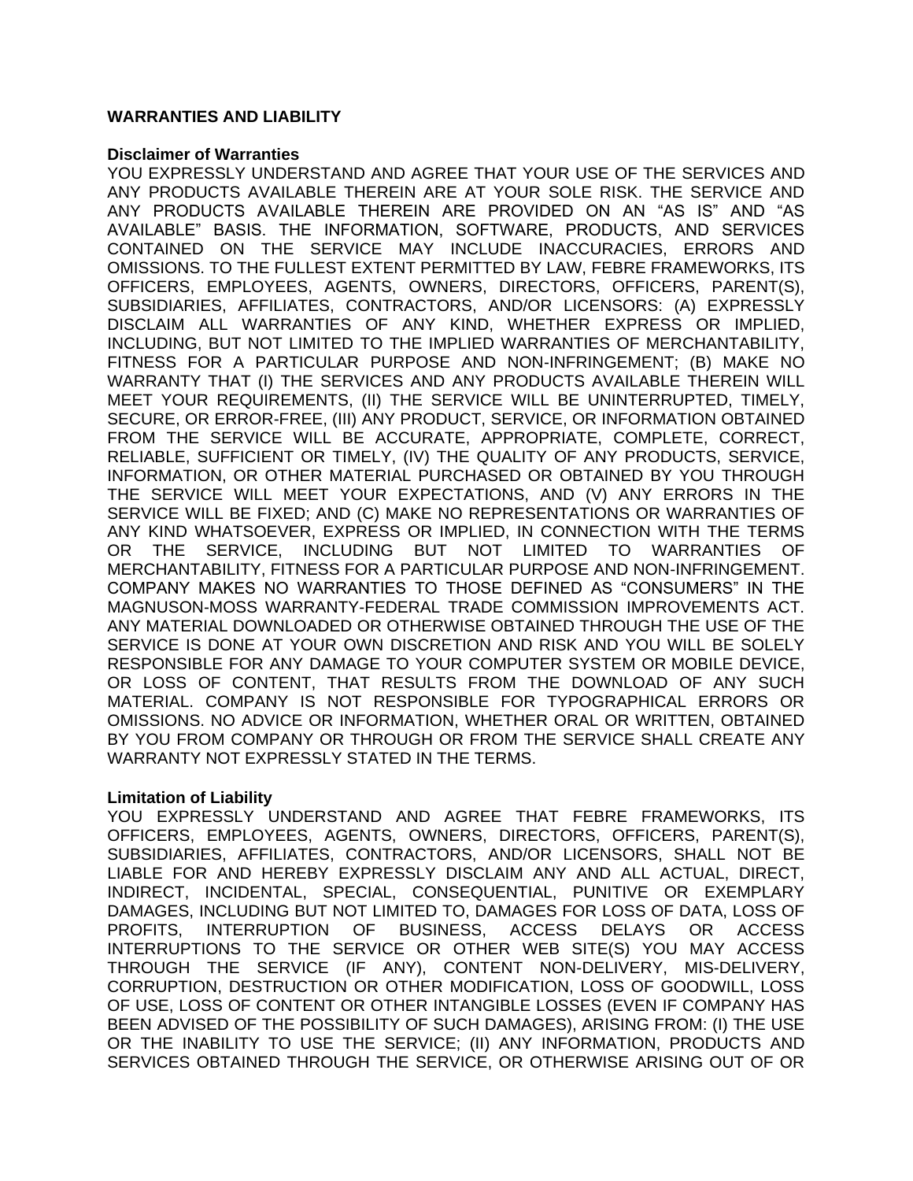**WARRANTIES AND LIABILITY**

**Disclaimer of Warranties**

YOU EXPRESSLY UNDERSTAND AND AGREE THAT YOUR USE OF THE SERVICES AND ANY PRODUCTS AVAILABLE THEREIN ARE AT YOUR SOLE RISK. THE SERVICE AND ANY PRODUCTS AVAILABLE THEREIN ARE PROVIDED ON AN “AS IS” AND “AS AVAILABLE” BASIS. THE INFORMATION, SOFTWARE, PRODUCTS, AND SERVICES CONTAINED ON THE SERVICE MAY INCLUDE INACCURACIES, ERRORS AND OMISSIONS. TO THE FULLEST EXTENT PERMITTED BY LAW, FEBRE FRAMEWORKS, ITS OFFICERS, EMPLOYEES, AGENTS, OWNERS, DIRECTORS, OFFICERS, PARENT(S), SUBSIDIARIES, AFFILIATES, CONTRACTORS, AND/OR LICENSORS: (A) EXPRESSLY DISCLAIM ALL WARRANTIES OF ANY KIND, WHETHER EXPRESS OR IMPLIED, INCLUDING, BUT NOT LIMITED TO THE IMPLIED WARRANTIES OF MERCHANTABILITY, FITNESS FOR A PARTICULAR PURPOSE AND NON-INFRINGEMENT; (B) MAKE NO WARRANTY THAT (I) THE SERVICES AND ANY PRODUCTS AVAILABLE THEREIN WILL MEET YOUR REQUIREMENTS, (II) THE SERVICE WILL BE UNINTERRUPTED, TIMELY, SECURE, OR ERROR-FREE, (III) ANY PRODUCT, SERVICE, OR INFORMATION OBTAINED FROM THE SERVICE WILL BE ACCURATE, APPROPRIATE, COMPLETE, CORRECT, RELIABLE, SUFFICIENT OR TIMELY, (IV) THE QUALITY OF ANY PRODUCTS, SERVICE, INFORMATION, OR OTHER MATERIAL PURCHASED OR OBTAINED BY YOU THROUGH THE SERVICE WILL MEET YOUR EXPECTATIONS, AND (V) ANY ERRORS IN THE SERVICE WILL BE FIXED; AND (C) MAKE NO REPRESENTATIONS OR WARRANTIES OF ANY KIND WHATSOEVER, EXPRESS OR IMPLIED, IN CONNECTION WITH THE TERMS OR THE SERVICE, INCLUDING BUT NOT LIMITED TO WARRANTIES OF MERCHANTABILITY, FITNESS FOR A PARTICULAR PURPOSE AND NON-INFRINGEMENT. COMPANY MAKES NO WARRANTIES TO THOSE DEFINED AS “CONSUMERS” IN THE MAGNUSON-MOSS WARRANTY-FEDERAL TRADE COMMISSION IMPROVEMENTS ACT. ANY MATERIAL DOWNLOADED OR OTHERWISE OBTAINED THROUGH THE USE OF THE SERVICE IS DONE AT YOUR OWN DISCRETION AND RISK AND YOU WILL BE SOLELY RESPONSIBLE FOR ANY DAMAGE TO YOUR COMPUTER SYSTEM OR MOBILE DEVICE, OR LOSS OF CONTENT, THAT RESULTS FROM THE DOWNLOAD OF ANY SUCH MATERIAL. COMPANY IS NOT RESPONSIBLE FOR TYPOGRAPHICAL ERRORS OR OMISSIONS. NO ADVICE OR INFORMATION, WHETHER ORAL OR WRITTEN, OBTAINED BY YOU FROM COMPANY OR THROUGH OR FROM THE SERVICE SHALL CREATE ANY WARRANTY NOT EXPRESSLY STATED IN THE TERMS.

**Limitation of Liability**

YOU EXPRESSLY UNDERSTAND AND AGREE THAT FEBRE FRAMEWORKS, ITS OFFICERS, EMPLOYEES, AGENTS, OWNERS, DIRECTORS, OFFICERS, PARENT(S), SUBSIDIARIES, AFFILIATES, CONTRACTORS, AND/OR LICENSORS, SHALL NOT BE LIABLE FOR AND HEREBY EXPRESSLY DISCLAIM ANY AND ALL ACTUAL, DIRECT, INDIRECT, INCIDENTAL, SPECIAL, CONSEQUENTIAL, PUNITIVE OR EXEMPLARY DAMAGES, INCLUDING BUT NOT LIMITED TO, DAMAGES FOR LOSS OF DATA, LOSS OF PROFITS, INTERRUPTION OF BUSINESS, ACCESS DELAYS OR ACCESS INTERRUPTIONS TO THE SERVICE OR OTHER WEB SITE(S) YOU MAY ACCESS THROUGH THE SERVICE (IF ANY), CONTENT NON-DELIVERY, MIS-DELIVERY, CORRUPTION, DESTRUCTION OR OTHER MODIFICATION, LOSS OF GOODWILL, LOSS OF USE, LOSS OF CONTENT OR OTHER INTANGIBLE LOSSES (EVEN IF COMPANY HAS BEEN ADVISED OF THE POSSIBILITY OF SUCH DAMAGES), ARISING FROM: (I) THE USE OR THE INABILITY TO USE THE SERVICE; (II) ANY INFORMATION, PRODUCTS AND SERVICES OBTAINED THROUGH THE SERVICE, OR OTHERWISE ARISING OUT OF OR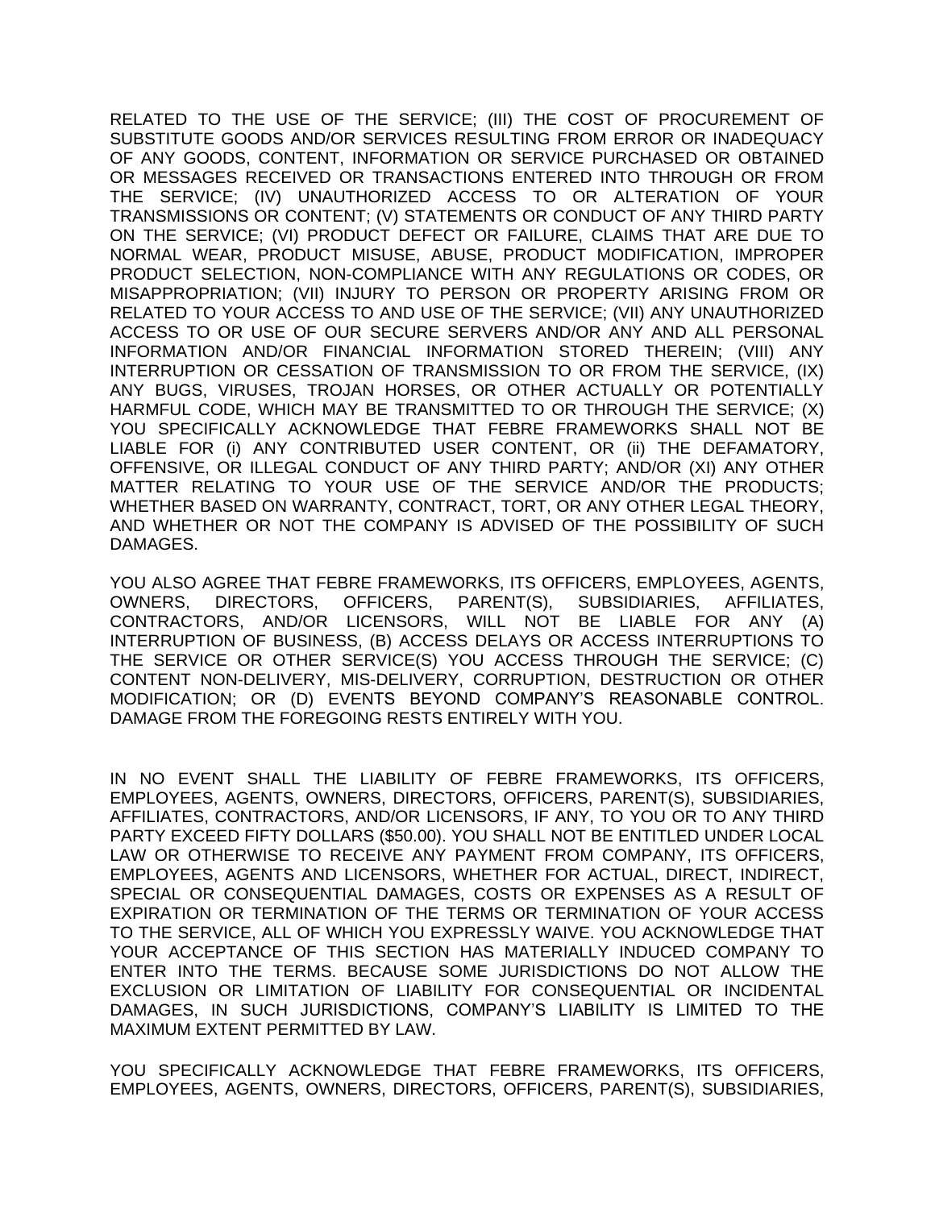RELATED TO THE USE OF THE SERVICE; (III) THE COST OF PROCUREMENT OF SUBSTITUTE GOODS AND/OR SERVICES RESULTING FROM ERROR OR INADEQUACY OF ANY GOODS, CONTENT, INFORMATION OR SERVICE PURCHASED OR OBTAINED OR MESSAGES RECEIVED OR TRANSACTIONS ENTERED INTO THROUGH OR FROM THE SERVICE; (IV) UNAUTHORIZED ACCESS TO OR ALTERATION OF YOUR TRANSMISSIONS OR CONTENT; (V) STATEMENTS OR CONDUCT OF ANY THIRD PARTY ON THE SERVICE; (VI) PRODUCT DEFECT OR FAILURE, CLAIMS THAT ARE DUE TO NORMAL WEAR, PRODUCT MISUSE, ABUSE, PRODUCT MODIFICATION, IMPROPER PRODUCT SELECTION, NON-COMPLIANCE WITH ANY REGULATIONS OR CODES, OR MISAPPROPRIATION; (VII) INJURY TO PERSON OR PROPERTY ARISING FROM OR RELATED TO YOUR ACCESS TO AND USE OF THE SERVICE; (VII) ANY UNAUTHORIZED ACCESS TO OR USE OF OUR SECURE SERVERS AND/OR ANY AND ALL PERSONAL INFORMATION AND/OR FINANCIAL INFORMATION STORED THEREIN; (VIII) ANY INTERRUPTION OR CESSATION OF TRANSMISSION TO OR FROM THE SERVICE, (IX) ANY BUGS, VIRUSES, TROJAN HORSES, OR OTHER ACTUALLY OR POTENTIALLY HARMFUL CODE, WHICH MAY BE TRANSMITTED TO OR THROUGH THE SERVICE; (X) YOU SPECIFICALLY ACKNOWLEDGE THAT FEBRE FRAMEWORKS SHALL NOT BE LIABLE FOR (i) ANY CONTRIBUTED USER CONTENT, OR (ii) THE DEFAMATORY, OFFENSIVE, OR ILLEGAL CONDUCT OF ANY THIRD PARTY; AND/OR (XI) ANY OTHER MATTER RELATING TO YOUR USE OF THE SERVICE AND/OR THE PRODUCTS; WHETHER BASED ON WARRANTY, CONTRACT, TORT, OR ANY OTHER LEGAL THEORY, AND WHETHER OR NOT THE COMPANY IS ADVISED OF THE POSSIBILITY OF SUCH DAMAGES.

YOU ALSO AGREE THAT FEBRE FRAMEWORKS, ITS OFFICERS, EMPLOYEES, AGENTS, OWNERS, DIRECTORS, OFFICERS, PARENT(S), SUBSIDIARIES, AFFILIATES, CONTRACTORS, AND/OR LICENSORS, WILL NOT BE LIABLE FOR ANY (A) INTERRUPTION OF BUSINESS, (B) ACCESS DELAYS OR ACCESS INTERRUPTIONS TO THE SERVICE OR OTHER SERVICE(S) YOU ACCESS THROUGH THE SERVICE; (C) CONTENT NON-DELIVERY, MIS-DELIVERY, CORRUPTION, DESTRUCTION OR OTHER MODIFICATION; OR (D) EVENTS BEYOND COMPANY'S REASONABLE CONTROL. DAMAGE FROM THE FOREGOING RESTS ENTIRELY WITH YOU.

IN NO EVENT SHALL THE LIABILITY OF FEBRE FRAMEWORKS, ITS OFFICERS, EMPLOYEES, AGENTS, OWNERS, DIRECTORS, OFFICERS, PARENT(S), SUBSIDIARIES, AFFILIATES, CONTRACTORS, AND/OR LICENSORS, IF ANY, TO YOU OR TO ANY THIRD PARTY EXCEED FIFTY DOLLARS ($50.00). YOU SHALL NOT BE ENTITLED UNDER LOCAL LAW OR OTHERWISE TO RECEIVE ANY PAYMENT FROM COMPANY, ITS OFFICERS, EMPLOYEES, AGENTS AND LICENSORS, WHETHER FOR ACTUAL, DIRECT, INDIRECT, SPECIAL OR CONSEQUENTIAL DAMAGES, COSTS OR EXPENSES AS A RESULT OF EXPIRATION OR TERMINATION OF THE TERMS OR TERMINATION OF YOUR ACCESS TO THE SERVICE, ALL OF WHICH YOU EXPRESSLY WAIVE. YOU ACKNOWLEDGE THAT YOUR ACCEPTANCE OF THIS SECTION HAS MATERIALLY INDUCED COMPANY TO ENTER INTO THE TERMS. BECAUSE SOME JURISDICTIONS DO NOT ALLOW THE EXCLUSION OR LIMITATION OF LIABILITY FOR CONSEQUENTIAL OR INCIDENTAL DAMAGES, IN SUCH JURISDICTIONS, COMPANY'S LIABILITY IS LIMITED TO THE MAXIMUM EXTENT PERMITTED BY LAW.

YOU SPECIFICALLY ACKNOWLEDGE THAT FEBRE FRAMEWORKS, ITS OFFICERS, EMPLOYEES, AGENTS, OWNERS, DIRECTORS, OFFICERS, PARENT(S), SUBSIDIARIES,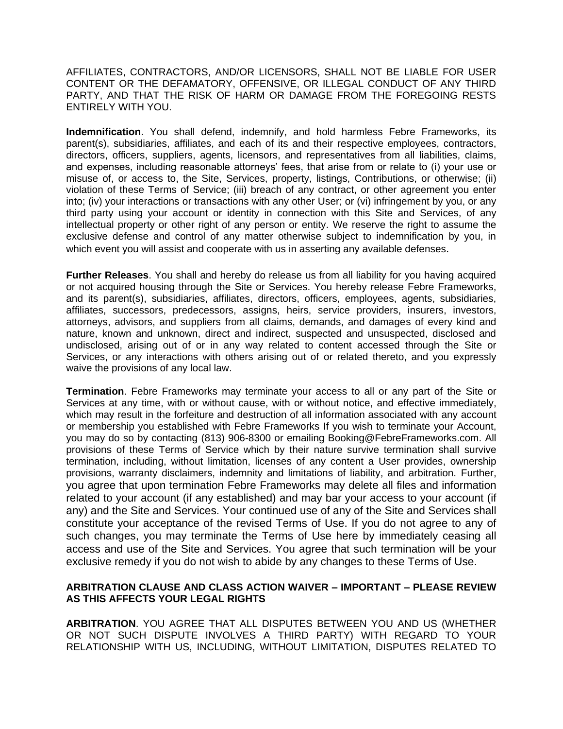AFFILIATES, CONTRACTORS, AND/OR LICENSORS, SHALL NOT BE LIABLE FOR USER CONTENT OR THE DEFAMATORY, OFFENSIVE, OR ILLEGAL CONDUCT OF ANY THIRD PARTY, AND THAT THE RISK OF HARM OR DAMAGE FROM THE FOREGOING RESTS ENTIRELY WITH YOU.

**Indemnification**. You shall defend, indemnify, and hold harmless Febre Frameworks, its parent(s), subsidiaries, affiliates, and each of its and their respective employees, contractors, directors, officers, suppliers, agents, licensors, and representatives from all liabilities, claims, and expenses, including reasonable attorneys' fees, that arise from or relate to (i) your use or misuse of, or access to, the Site, Services, property, listings, Contributions, or otherwise; (ii) violation of these Terms of Service; (iii) breach of any contract, or other agreement you enter into; (iv) your interactions or transactions with any other User; or (vi) infringement by you, or any third party using your account or identity in connection with this Site and Services, of any intellectual property or other right of any person or entity. We reserve the right to assume the exclusive defense and control of any matter otherwise subject to indemnification by you, in which event you will assist and cooperate with us in asserting any available defenses.

**Further Releases**. You shall and hereby do release us from all liability for you having acquired or not acquired housing through the Site or Services. You hereby release Febre Frameworks, and its parent(s), subsidiaries, affiliates, directors, officers, employees, agents, subsidiaries, affiliates, successors, predecessors, assigns, heirs, service providers, insurers, investors, attorneys, advisors, and suppliers from all claims, demands, and damages of every kind and nature, known and unknown, direct and indirect, suspected and unsuspected, disclosed and undisclosed, arising out of or in any way related to content accessed through the Site or Services, or any interactions with others arising out of or related thereto, and you expressly waive the provisions of any local law.

**Termination**. Febre Frameworks may terminate your access to all or any part of the Site or Services at any time, with or without cause, with or without notice, and effective immediately, which may result in the forfeiture and destruction of all information associated with any account or membership you established with Febre Frameworks If you wish to terminate your Account, you may do so by contacting (813) 906-8300 or emailing Booking@FebreFrameworks.com. All provisions of these Terms of Service which by their nature survive termination shall survive termination, including, without limitation, licenses of any content a User provides, ownership provisions, warranty disclaimers, indemnity and limitations of liability, and arbitration. Further, you agree that upon termination Febre Frameworks may delete all files and information related to your account (if any established) and may bar your access to your account (if any) and the Site and Services. Your continued use of any of the Site and Services shall constitute your acceptance of the revised Terms of Use. If you do not agree to any of such changes, you may terminate the Terms of Use here by immediately ceasing all access and use of the Site and Services. You agree that such termination will be your exclusive remedy if you do not wish to abide by any changes to these Terms of Use.

**ARBITRATION CLAUSE AND CLASS ACTION WAIVER – IMPORTANT – PLEASE REVIEW AS THIS AFFECTS YOUR LEGAL RIGHTS**

**ARBITRATION**. YOU AGREE THAT ALL DISPUTES BETWEEN YOU AND US (WHETHER OR NOT SUCH DISPUTE INVOLVES A THIRD PARTY) WITH REGARD TO YOUR RELATIONSHIP WITH US, INCLUDING, WITHOUT LIMITATION, DISPUTES RELATED TO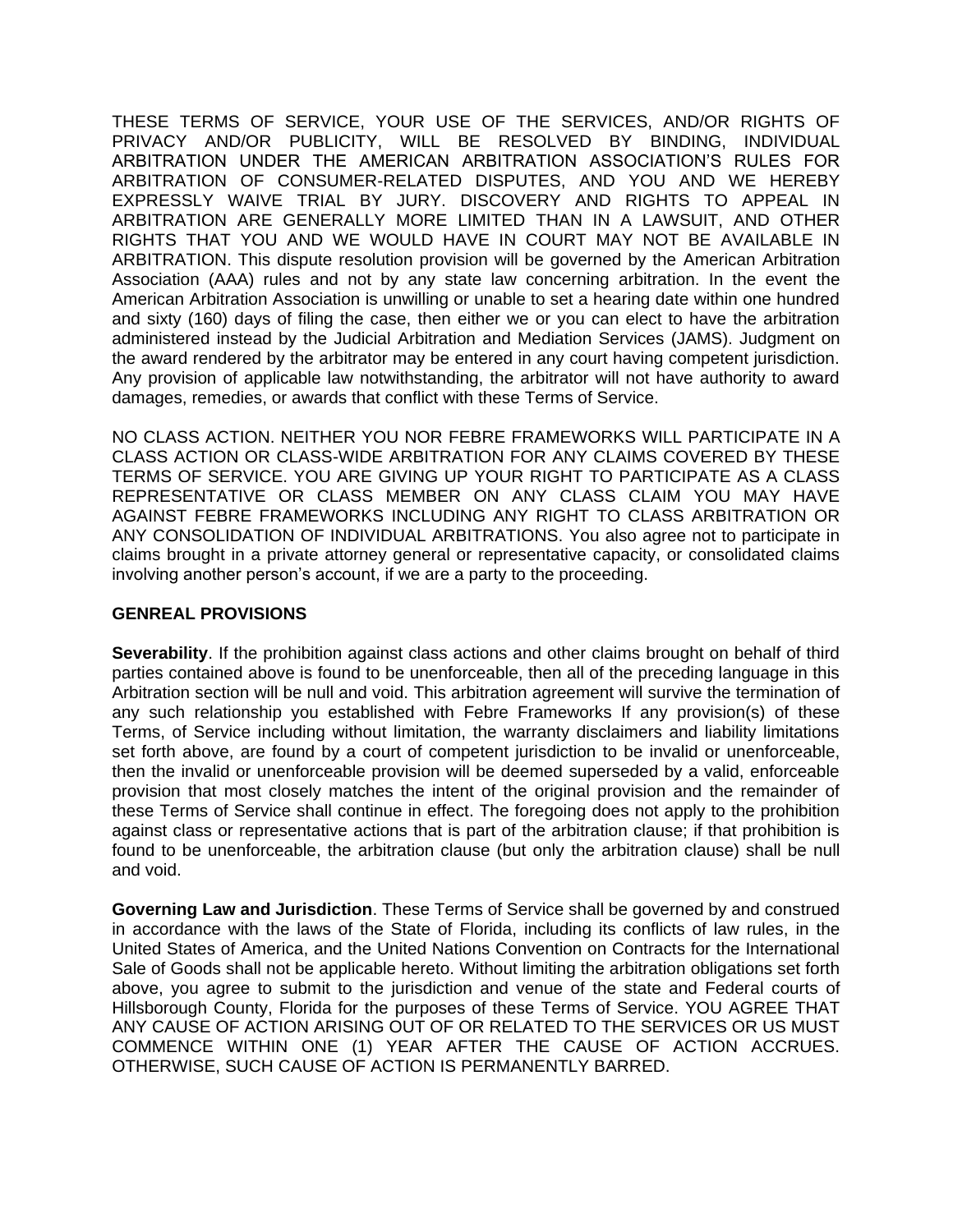THESE TERMS OF SERVICE, YOUR USE OF THE SERVICES, AND/OR RIGHTS OF PRIVACY AND/OR PUBLICITY, WILL BE RESOLVED BY BINDING, INDIVIDUAL ARBITRATION UNDER THE AMERICAN ARBITRATION ASSOCIATION'S RULES FOR ARBITRATION OF CONSUMER-RELATED DISPUTES, AND YOU AND WE HEREBY EXPRESSLY WAIVE TRIAL BY JURY. DISCOVERY AND RIGHTS TO APPEAL IN ARBITRATION ARE GENERALLY MORE LIMITED THAN IN A LAWSUIT, AND OTHER RIGHTS THAT YOU AND WE WOULD HAVE IN COURT MAY NOT BE AVAILABLE IN ARBITRATION. This dispute resolution provision will be governed by the American Arbitration Association (AAA) rules and not by any state law concerning arbitration. In the event the American Arbitration Association is unwilling or unable to set a hearing date within one hundred and sixty (160) days of filing the case, then either we or you can elect to have the arbitration administered instead by the Judicial Arbitration and Mediation Services (JAMS). Judgment on the award rendered by the arbitrator may be entered in any court having competent jurisdiction. Any provision of applicable law notwithstanding, the arbitrator will not have authority to award damages, remedies, or awards that conflict with these Terms of Service.

NO CLASS ACTION. NEITHER YOU NOR FEBRE FRAMEWORKS WILL PARTICIPATE IN A CLASS ACTION OR CLASS-WIDE ARBITRATION FOR ANY CLAIMS COVERED BY THESE TERMS OF SERVICE. YOU ARE GIVING UP YOUR RIGHT TO PARTICIPATE AS A CLASS REPRESENTATIVE OR CLASS MEMBER ON ANY CLASS CLAIM YOU MAY HAVE AGAINST FEBRE FRAMEWORKS INCLUDING ANY RIGHT TO CLASS ARBITRATION OR ANY CONSOLIDATION OF INDIVIDUAL ARBITRATIONS. You also agree not to participate in claims brought in a private attorney general or representative capacity, or consolidated claims involving another person's account, if we are a party to the proceeding.

**GENREAL PROVISIONS**

**Severability**. If the prohibition against class actions and other claims brought on behalf of third parties contained above is found to be unenforceable, then all of the preceding language in this Arbitration section will be null and void. This arbitration agreement will survive the termination of any such relationship you established with Febre Frameworks If any provision(s) of these Terms, of Service including without limitation, the warranty disclaimers and liability limitations set forth above, are found by a court of competent jurisdiction to be invalid or unenforceable, then the invalid or unenforceable provision will be deemed superseded by a valid, enforceable provision that most closely matches the intent of the original provision and the remainder of these Terms of Service shall continue in effect. The foregoing does not apply to the prohibition against class or representative actions that is part of the arbitration clause; if that prohibition is found to be unenforceable, the arbitration clause (but only the arbitration clause) shall be null and void.

**Governing Law and Jurisdiction**. These Terms of Service shall be governed by and construed in accordance with the laws of the State of Florida, including its conflicts of law rules, in the United States of America, and the United Nations Convention on Contracts for the International Sale of Goods shall not be applicable hereto. Without limiting the arbitration obligations set forth above, you agree to submit to the jurisdiction and venue of the state and Federal courts of Hillsborough County, Florida for the purposes of these Terms of Service. YOU AGREE THAT ANY CAUSE OF ACTION ARISING OUT OF OR RELATED TO THE SERVICES OR US MUST COMMENCE WITHIN ONE (1) YEAR AFTER THE CAUSE OF ACTION ACCRUES. OTHERWISE, SUCH CAUSE OF ACTION IS PERMANENTLY BARRED.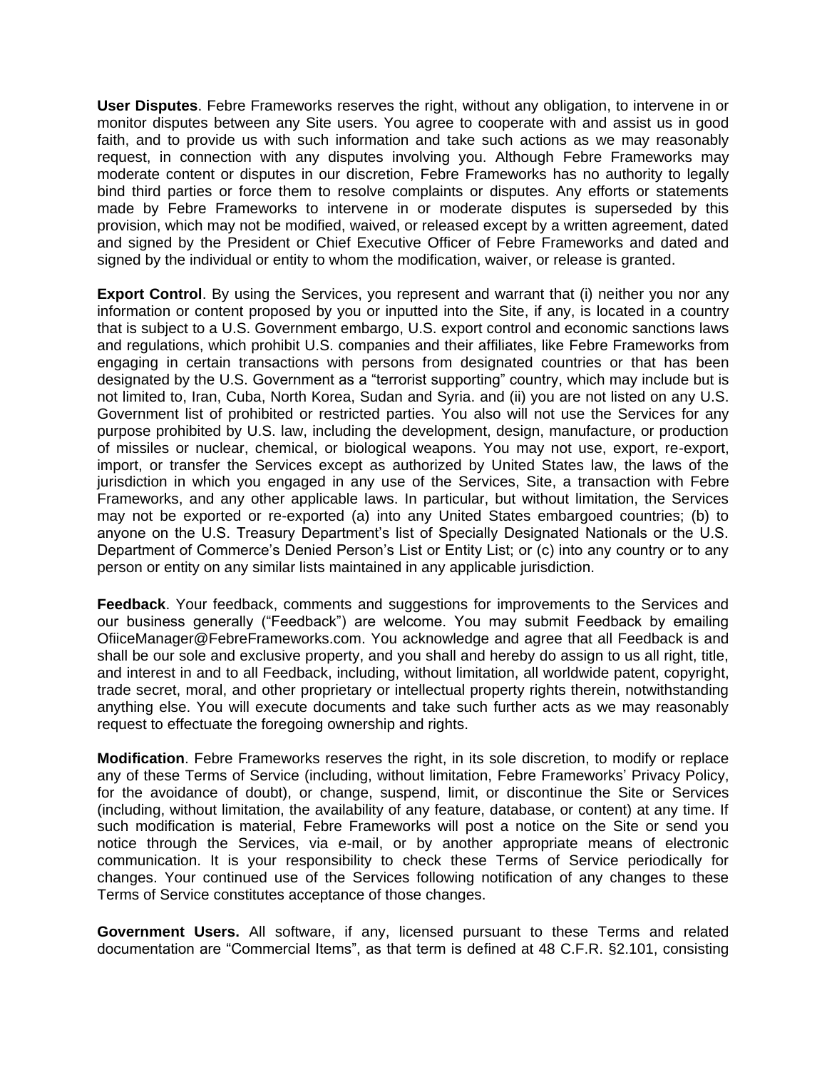**User Disputes**. Febre Frameworks reserves the right, without any obligation, to intervene in or monitor disputes between any Site users. You agree to cooperate with and assist us in good faith, and to provide us with such information and take such actions as we may reasonably request, in connection with any disputes involving you. Although Febre Frameworks may moderate content or disputes in our discretion, Febre Frameworks has no authority to legally bind third parties or force them to resolve complaints or disputes. Any efforts or statements made by Febre Frameworks to intervene in or moderate disputes is superseded by this provision, which may not be modified, waived, or released except by a written agreement, dated and signed by the President or Chief Executive Officer of Febre Frameworks and dated and signed by the individual or entity to whom the modification, waiver, or release is granted.

**Export Control**. By using the Services, you represent and warrant that (i) neither you nor any information or content proposed by you or inputted into the Site, if any, is located in a country that is subject to a U.S. Government embargo, U.S. export control and economic sanctions laws and regulations, which prohibit U.S. companies and their affiliates, like Febre Frameworks from engaging in certain transactions with persons from designated countries or that has been designated by the U.S. Government as a "terrorist supporting" country, which may include but is not limited to, Iran, Cuba, North Korea, Sudan and Syria. and (ii) you are not listed on any U.S. Government list of prohibited or restricted parties. You also will not use the Services for any purpose prohibited by U.S. law, including the development, design, manufacture, or production of missiles or nuclear, chemical, or biological weapons. You may not use, export, re-export, import, or transfer the Services except as authorized by United States law, the laws of the jurisdiction in which you engaged in any use of the Services, Site, a transaction with Febre Frameworks, and any other applicable laws. In particular, but without limitation, the Services may not be exported or re-exported (a) into any United States embargoed countries; (b) to anyone on the U.S. Treasury Department's list of Specially Designated Nationals or the U.S. Department of Commerce's Denied Person's List or Entity List; or (c) into any country or to any person or entity on any similar lists maintained in any applicable jurisdiction.

**Feedback**. Your feedback, comments and suggestions for improvements to the Services and our business generally ("Feedback") are welcome. You may submit Feedback by emailing OfiiceManager@FebreFrameworks.com. You acknowledge and agree that all Feedback is and shall be our sole and exclusive property, and you shall and hereby do assign to us all right, title, and interest in and to all Feedback, including, without limitation, all worldwide patent, copyright, trade secret, moral, and other proprietary or intellectual property rights therein, notwithstanding anything else. You will execute documents and take such further acts as we may reasonably request to effectuate the foregoing ownership and rights.

**Modification**. Febre Frameworks reserves the right, in its sole discretion, to modify or replace any of these Terms of Service (including, without limitation, Febre Frameworks' Privacy Policy, for the avoidance of doubt), or change, suspend, limit, or discontinue the Site or Services (including, without limitation, the availability of any feature, database, or content) at any time. If such modification is material, Febre Frameworks will post a notice on the Site or send you notice through the Services, via e-mail, or by another appropriate means of electronic communication. It is your responsibility to check these Terms of Service periodically for changes. Your continued use of the Services following notification of any changes to these Terms of Service constitutes acceptance of those changes.

**Government Users.** All software, if any, licensed pursuant to these Terms and related documentation are "Commercial Items", as that term is defined at 48 C.F.R. §2.101, consisting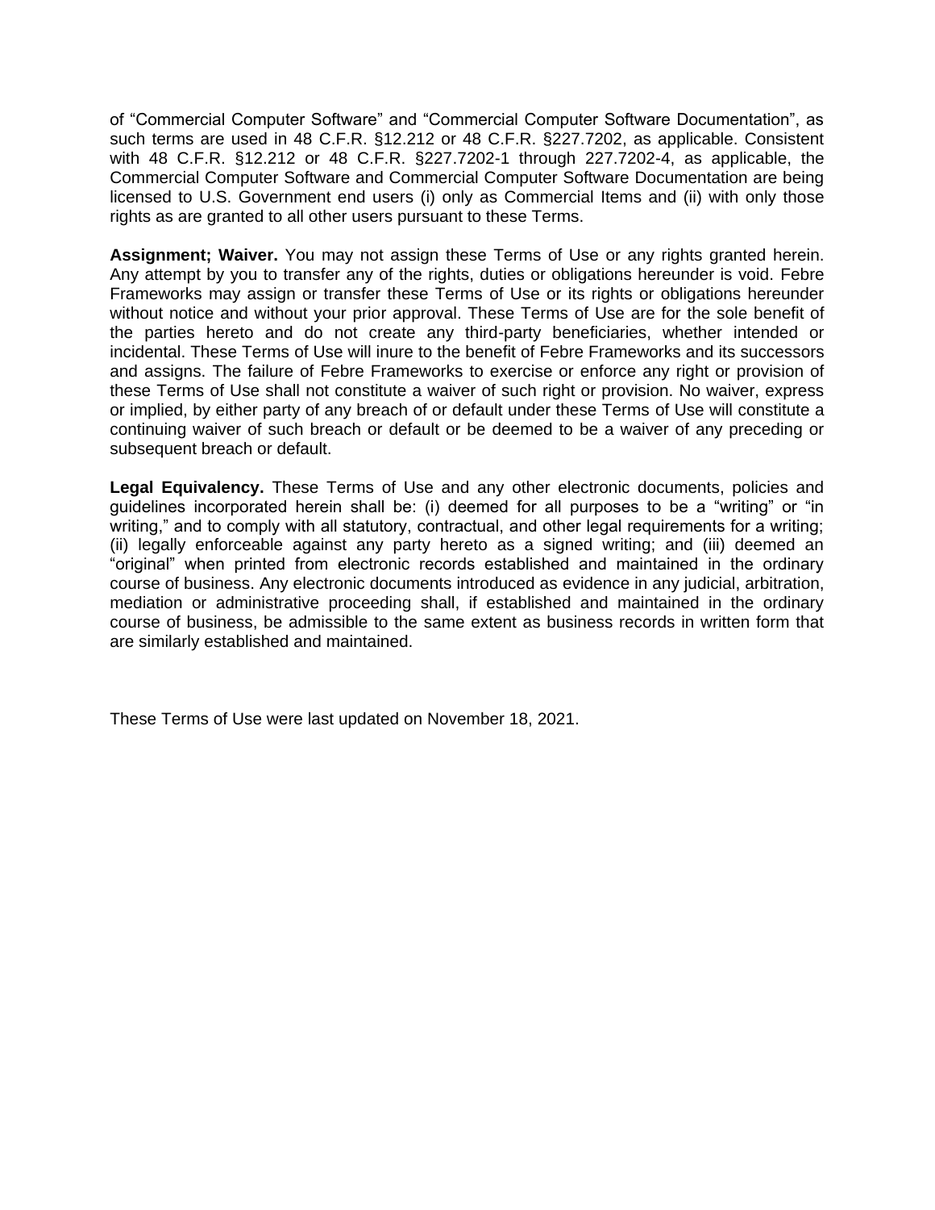of "Commercial Computer Software" and "Commercial Computer Software Documentation", as such terms are used in 48 C.F.R. §12.212 or 48 C.F.R. §227.7202, as applicable. Consistent with 48 C.F.R. §12.212 or 48 C.F.R. §227.7202-1 through 227.7202-4, as applicable, the Commercial Computer Software and Commercial Computer Software Documentation are being licensed to U.S. Government end users (i) only as Commercial Items and (ii) with only those rights as are granted to all other users pursuant to these Terms.

**Assignment; Waiver.** You may not assign these Terms of Use or any rights granted herein. Any attempt by you to transfer any of the rights, duties or obligations hereunder is void. Febre Frameworks may assign or transfer these Terms of Use or its rights or obligations hereunder without notice and without your prior approval. These Terms of Use are for the sole benefit of the parties hereto and do not create any third-party beneficiaries, whether intended or incidental. These Terms of Use will inure to the benefit of Febre Frameworks and its successors and assigns. The failure of Febre Frameworks to exercise or enforce any right or provision of these Terms of Use shall not constitute a waiver of such right or provision. No waiver, express or implied, by either party of any breach of or default under these Terms of Use will constitute a continuing waiver of such breach or default or be deemed to be a waiver of any preceding or subsequent breach or default.

**Legal Equivalency.** These Terms of Use and any other electronic documents, policies and guidelines incorporated herein shall be: (i) deemed for all purposes to be a "writing" or "in writing," and to comply with all statutory, contractual, and other legal requirements for a writing; (ii) legally enforceable against any party hereto as a signed writing; and (iii) deemed an "original" when printed from electronic records established and maintained in the ordinary course of business. Any electronic documents introduced as evidence in any judicial, arbitration, mediation or administrative proceeding shall, if established and maintained in the ordinary course of business, be admissible to the same extent as business records in written form that are similarly established and maintained.

These Terms of Use were last updated on November 18, 2021.